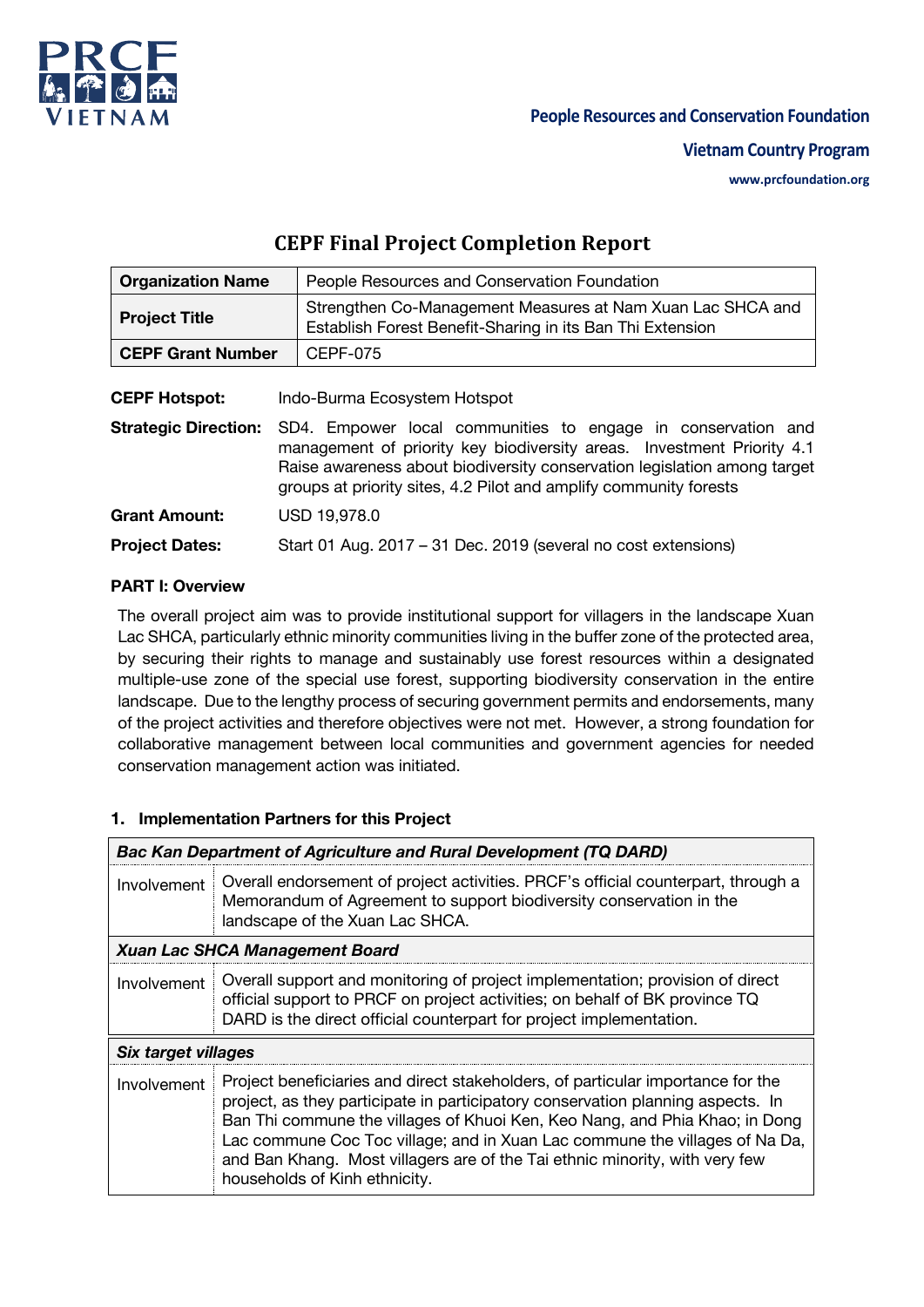People Resources and Conservation Foundation

Vietnam Country Program

www.prcfoundation.org

# CEPF Final Project Completion Report

| **Organization Name** | People Resources and Conservation Foundation |
|---|---|
| **Project Title** | Strengthen Co-Management Measures at Nam Xuan Lac SHCA and Establish Forest Benefit-Sharing in its Ban Thi Extension |
| **CEPF Grant Number** | CEPF-075 |

**CEPF Hotspot:** Indo-Burma Ecosystem Hotspot

**Strategic Direction:** SD4. Empower local communities to engage in conservation and management of priority key biodiversity areas. Investment Priority 4.1 Raise awareness about biodiversity conservation legislation among target groups at priority sites, 4.2 Pilot and amplify community forests

**Grant Amount:** USD 19,978.0

**Project Dates:** Start 01 Aug. 2017 – 31 Dec. 2019 (several no cost extensions)

## PART I: Overview

The overall project aim was to provide institutional support for villagers in the landscape Xuan Lac SHCA, particularly ethnic minority communities living in the buffer zone of the protected area, by securing their rights to manage and sustainably use forest resources within a designated multiple-use zone of the special use forest, supporting biodiversity conservation in the entire landscape. Due to the lengthy process of securing government permits and endorsements, many of the project activities and therefore objectives were not met. However, a strong foundation for collaborative management between local communities and government agencies for needed conservation management action was initiated.

### 1. Implementation Partners for this Project

| *Bac Kan Department of Agriculture and Rural Development (TQ DARD)* | |
|---|---|
| Involvement | Overall endorsement of project activities. PRCF's official counterpart, through a Memorandum of Agreement to support biodiversity conservation in the landscape of the Xuan Lac SHCA. |
| ***Xuan Lac SHCA Management Board*** | |
| Involvement | Overall support and monitoring of project implementation; provision of direct official support to PRCF on project activities; on behalf of BK province TQ DARD is the direct official counterpart for project implementation. |
| ***Six target villages*** | |
| Involvement | Project beneficiaries and direct stakeholders, of particular importance for the project, as they participate in participatory conservation planning aspects. In Ban Thi commune the villages of Khuoi Ken, Keo Nang, and Phia Khao; in Dong Lac commune Coc Toc village; and in Xuan Lac commune the villages of Na Da, and Ban Khang. Most villagers are of the Tai ethnic minority, with very few households of Kinh ethnicity. |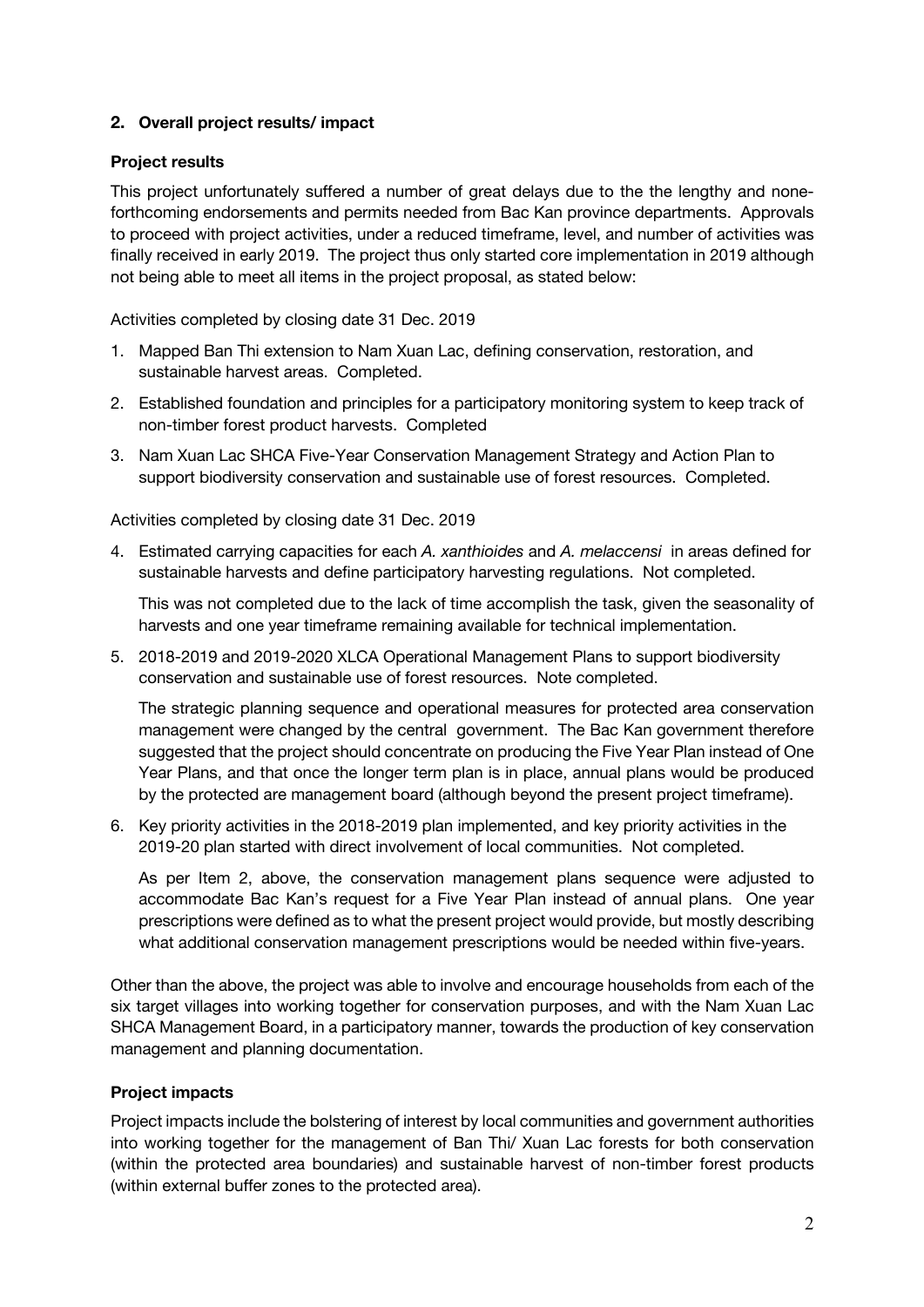## 2. Overall project results/ impact

### Project results

This project unfortunately suffered a number of great delays due to the the lengthy and none-forthcoming endorsements and permits needed from Bac Kan province departments. Approvals to proceed with project activities, under a reduced timeframe, level, and number of activities was finally received in early 2019. The project thus only started core implementation in 2019 although not being able to meet all items in the project proposal, as stated below:

Activities completed by closing date 31 Dec. 2019

1. Mapped Ban Thi extension to Nam Xuan Lac, defining conservation, restoration, and sustainable harvest areas. Completed.
2. Established foundation and principles for a participatory monitoring system to keep track of non-timber forest product harvests. Completed
3. Nam Xuan Lac SHCA Five-Year Conservation Management Strategy and Action Plan to support biodiversity conservation and sustainable use of forest resources. Completed.

Activities completed by closing date 31 Dec. 2019

4. Estimated carrying capacities for each *A. xanthioides* and *A. melaccensi* in areas defined for sustainable harvests and define participatory harvesting regulations. Not completed.

   This was not completed due to the lack of time accomplish the task, given the seasonality of harvests and one year timeframe remaining available for technical implementation.

5. 2018-2019 and 2019-2020 XLCA Operational Management Plans to support biodiversity conservation and sustainable use of forest resources. Note completed.

   The strategic planning sequence and operational measures for protected area conservation management were changed by the central government. The Bac Kan government therefore suggested that the project should concentrate on producing the Five Year Plan instead of One Year Plans, and that once the longer term plan is in place, annual plans would be produced by the protected are management board (although beyond the present project timeframe).

6. Key priority activities in the 2018-2019 plan implemented, and key priority activities in the 2019-20 plan started with direct involvement of local communities. Not completed.

   As per Item 2, above, the conservation management plans sequence were adjusted to accommodate Bac Kan's request for a Five Year Plan instead of annual plans. One year prescriptions were defined as to what the present project would provide, but mostly describing what additional conservation management prescriptions would be needed within five-years.

Other than the above, the project was able to involve and encourage households from each of the six target villages into working together for conservation purposes, and with the Nam Xuan Lac SHCA Management Board, in a participatory manner, towards the production of key conservation management and planning documentation.

### Project impacts

Project impacts include the bolstering of interest by local communities and government authorities into working together for the management of Ban Thi/ Xuan Lac forests for both conservation (within the protected area boundaries) and sustainable harvest of non-timber forest products (within external buffer zones to the protected area).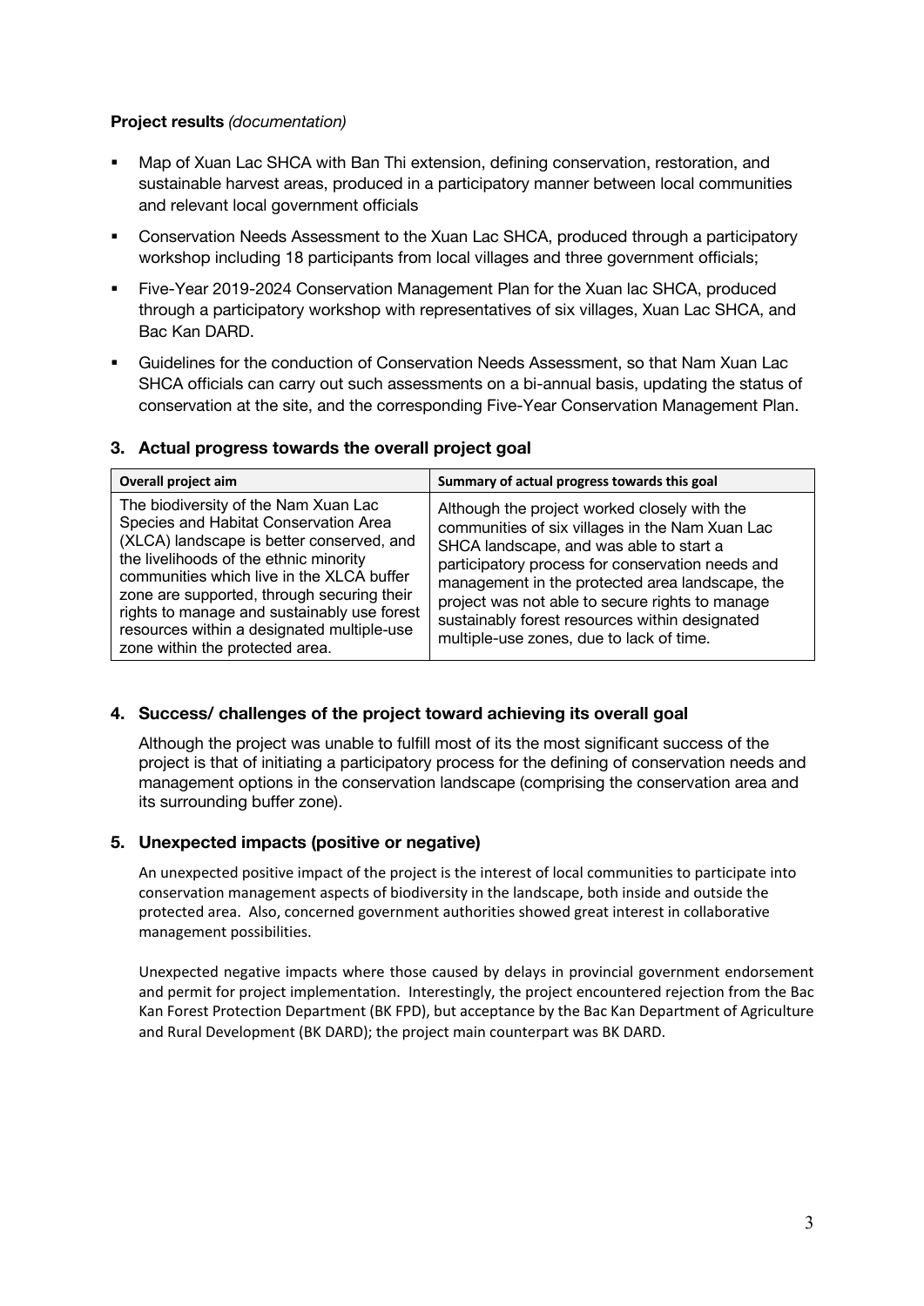**Project results** *(documentation)*

- Map of Xuan Lac SHCA with Ban Thi extension, defining conservation, restoration, and sustainable harvest areas, produced in a participatory manner between local communities and relevant local government officials
- Conservation Needs Assessment to the Xuan Lac SHCA, produced through a participatory workshop including 18 participants from local villages and three government officials;
- Five-Year 2019-2024 Conservation Management Plan for the Xuan lac SHCA, produced through a participatory workshop with representatives of six villages, Xuan Lac SHCA, and Bac Kan DARD.
- Guidelines for the conduction of Conservation Needs Assessment, so that Nam Xuan Lac SHCA officials can carry out such assessments on a bi-annual basis, updating the status of conservation at the site, and the corresponding Five-Year Conservation Management Plan.

## 3. Actual progress towards the overall project goal

| Overall project aim | Summary of actual progress towards this goal |
|---|---|
| The biodiversity of the Nam Xuan Lac Species and Habitat Conservation Area (XLCA) landscape is better conserved, and the livelihoods of the ethnic minority communities which live in the XLCA buffer zone are supported, through securing their rights to manage and sustainably use forest resources within a designated multiple-use zone within the protected area. | Although the project worked closely with the communities of six villages in the Nam Xuan Lac SHCA landscape, and was able to start a participatory process for conservation needs and management in the protected area landscape, the project was not able to secure rights to manage sustainably forest resources within designated multiple-use zones, due to lack of time. |

## 4. Success/ challenges of the project toward achieving its overall goal

Although the project was unable to fulfill most of its the most significant success of the project is that of initiating a participatory process for the defining of conservation needs and management options in the conservation landscape (comprising the conservation area and its surrounding buffer zone).

## 5. Unexpected impacts (positive or negative)

An unexpected positive impact of the project is the interest of local communities to participate into conservation management aspects of biodiversity in the landscape, both inside and outside the protected area. Also, concerned government authorities showed great interest in collaborative management possibilities.

Unexpected negative impacts where those caused by delays in provincial government endorsement and permit for project implementation. Interestingly, the project encountered rejection from the Bac Kan Forest Protection Department (BK FPD), but acceptance by the Bac Kan Department of Agriculture and Rural Development (BK DARD); the project main counterpart was BK DARD.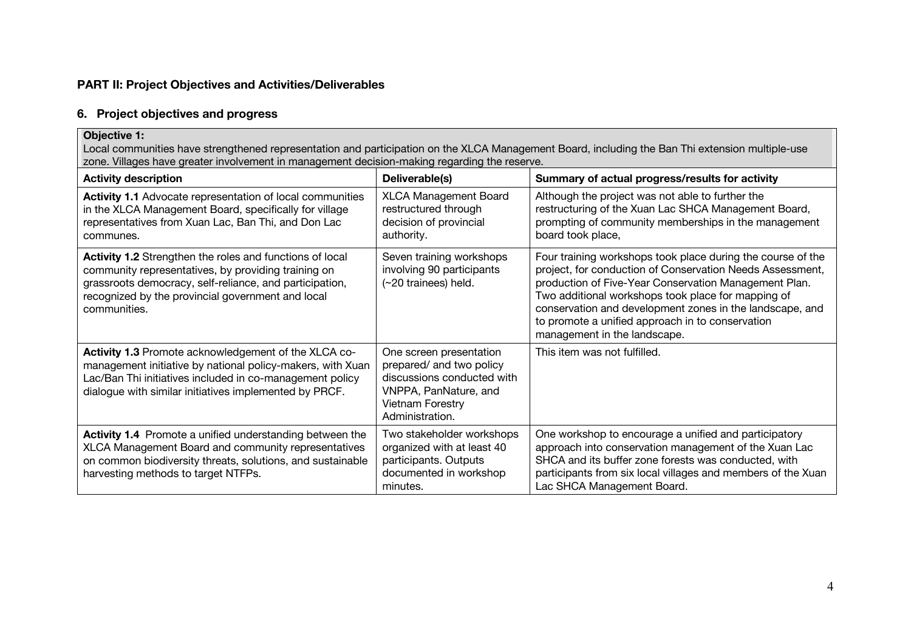**PART II: Project Objectives and Activities/Deliverables**

## 6. Project objectives and progress

| **Objective 1:**<br>Local communities have strengthened representation and participation on the XLCA Management Board, including the Ban Thi extension multiple-use zone. Villages have greater involvement in management decision-making regarding the reserve. | | |
|---|---|---|
| **Activity description** | **Deliverable(s)** | **Summary of actual progress/results for activity** |
| **Activity 1.1** Advocate representation of local communities in the XLCA Management Board, specifically for village representatives from Xuan Lac, Ban Thi, and Don Lac communes. | XLCA Management Board restructured through decision of provincial authority. | Although the project was not able to further the restructuring of the Xuan Lac SHCA Management Board, prompting of community memberships in the management board took place, |
| **Activity 1.2** Strengthen the roles and functions of local community representatives, by providing training on grassroots democracy, self-reliance, and participation, recognized by the provincial government and local communities. | Seven training workshops involving 90 participants (~20 trainees) held. | Four training workshops took place during the course of the project, for conduction of Conservation Needs Assessment, production of Five-Year Conservation Management Plan. Two additional workshops took place for mapping of conservation and development zones in the landscape, and to promote a unified approach in to conservation management in the landscape. |
| **Activity 1.3** Promote acknowledgement of the XLCA co-management initiative by national policy-makers, with Xuan Lac/Ban Thi initiatives included in co-management policy dialogue with similar initiatives implemented by PRCF. | One screen presentation prepared/ and two policy discussions conducted with VNPPA, PanNature, and Vietnam Forestry Administration. | This item was not fulfilled. |
| **Activity 1.4** Promote a unified understanding between the XLCA Management Board and community representatives on common biodiversity threats, solutions, and sustainable harvesting methods to target NTFPs. | Two stakeholder workshops organized with at least 40 participants. Outputs documented in workshop minutes. | One workshop to encourage a unified and participatory approach into conservation management of the Xuan Lac SHCA and its buffer zone forests was conducted, with participants from six local villages and members of the Xuan Lac SHCA Management Board. |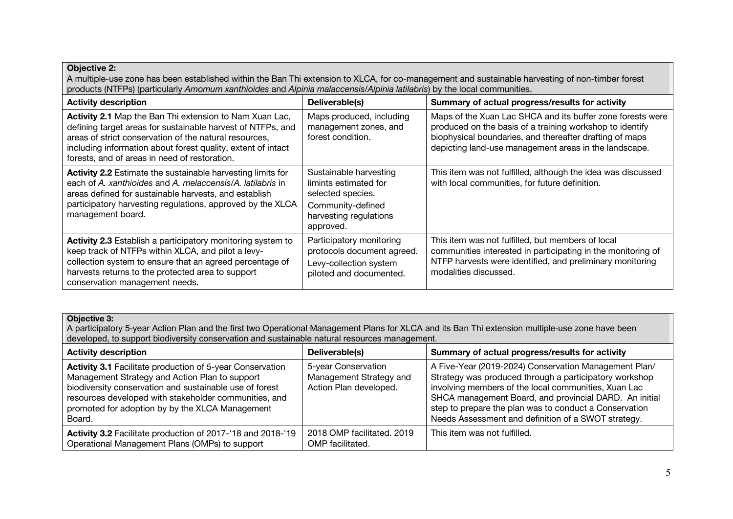**Objective 2:**
A multiple-use zone has been established within the Ban Thi extension to XLCA, for co-management and sustainable harvesting of non-timber forest products (NTFPs) (particularly *Amomum xanthioides* and *Alpinia malaccensis/Alpinia latilabris*) by the local communities.

| Activity description | Deliverable(s) | Summary of actual progress/results for activity |
| --- | --- | --- |
| **Activity 2.1** Map the Ban Thi extension to Nam Xuan Lac, defining target areas for sustainable harvest of NTFPs, and areas of strict conservation of the natural resources, including information about forest quality, extent of intact forests, and of areas in need of restoration. | Maps produced, including management zones, and forest condition. | Maps of the Xuan Lac SHCA and its buffer zone forests were produced on the basis of a training workshop to identify biophysical boundaries, and thereafter drafting of maps depicting land-use management areas in the landscape. |
| **Activity 2.2** Estimate the sustainable harvesting limits for each of *A. xanthioides* and *A. melaccensis/A. latilabris* in areas defined for sustainable harvests, and establish participatory harvesting regulations, approved by the XLCA management board. | Sustainable harvesting limints estimated for selected species. Community-defined harvesting regulations approved. | This item was not fulfilled, although the idea was discussed with local communities, for future definition. |
| **Activity 2.3** Establish a participatory monitoring system to keep track of NTFPs within XLCA, and pilot a levy-collection system to ensure that an agreed percentage of harvests returns to the protected area to support conservation management needs. | Participatory monitoring protocols document agreed. Levy-collection system piloted and documented. | This item was not fulfilled, but members of local communities interested in participating in the monitoring of NTFP harvests were identified, and preliminary monitoring modalities discussed. |

**Objective 3:**
A participatory 5-year Action Plan and the first two Operational Management Plans for XLCA and its Ban Thi extension multiple-use zone have been developed, to support biodiversity conservation and sustainable natural resources management.

| Activity description | Deliverable(s) | Summary of actual progress/results for activity |
| --- | --- | --- |
| **Activity 3.1** Facilitate production of 5-year Conservation Management Strategy and Action Plan to support biodiversity conservation and sustainable use of forest resources developed with stakeholder communities, and promoted for adoption by by the XLCA Management Board. | 5-year Conservation Management Strategy and Action Plan developed. | A Five-Year (2019-2024) Conservation Management Plan/ Strategy was produced through a participatory workshop involving members of the local communities, Xuan Lac SHCA management Board, and provincial DARD. An initial step to prepare the plan was to conduct a Conservation Needs Assessment and definition of a SWOT strategy. |
| **Activity 3.2** Facilitate production of 2017-'18 and 2018-'19 Operational Management Plans (OMPs) to support | 2018 OMP facilitated. 2019 OMP facilitated. | This item was not fulfilled. |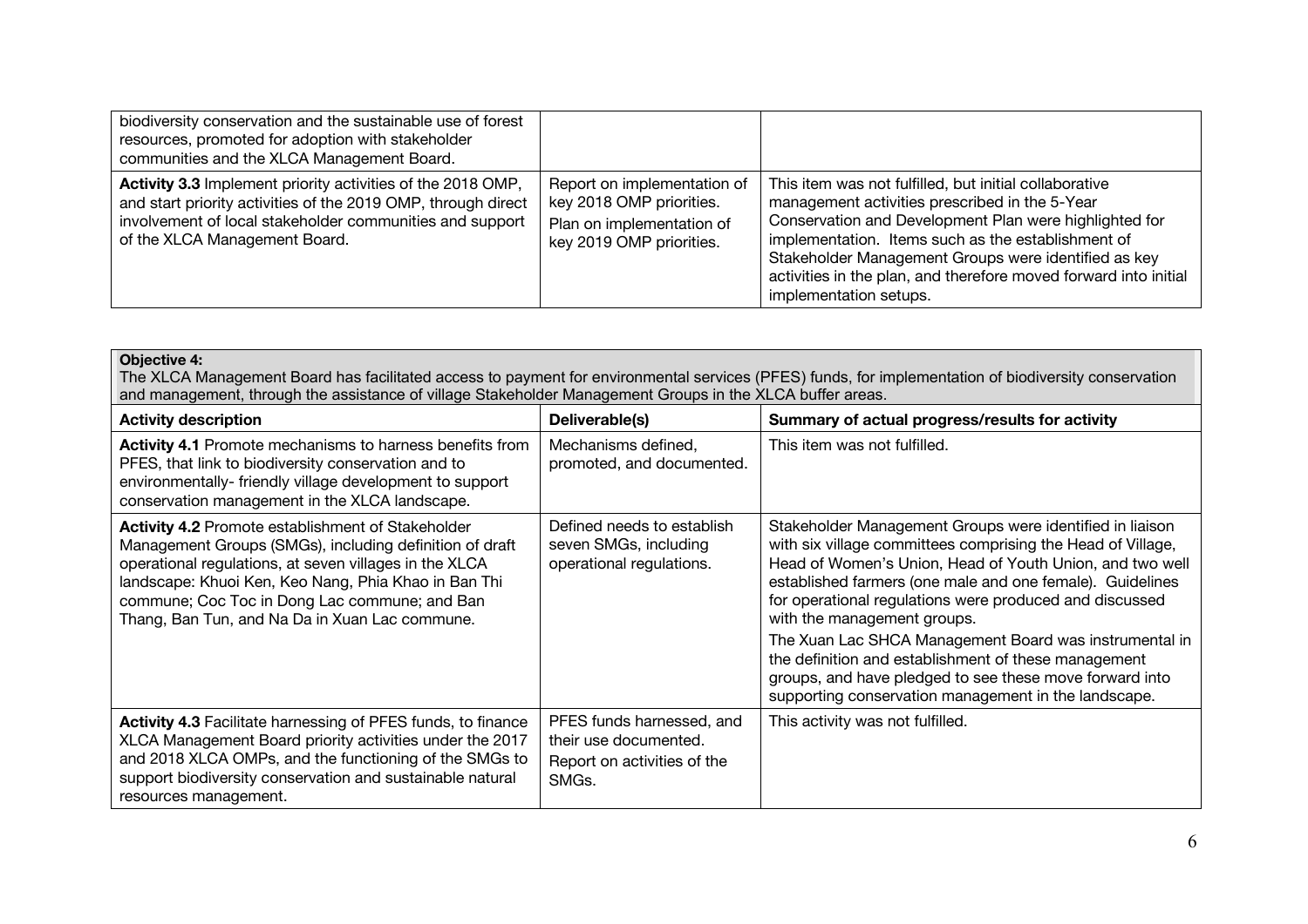| | | |
|---|---|---|
| biodiversity conservation and the sustainable use of forest resources, promoted for adoption with stakeholder communities and the XLCA Management Board. | | |
| **Activity 3.3** Implement priority activities of the 2018 OMP, and start priority activities of the 2019 OMP, through direct involvement of local stakeholder communities and support of the XLCA Management Board. | Report on implementation of key 2018 OMP priorities. Plan on implementation of key 2019 OMP priorities. | This item was not fulfilled, but initial collaborative management activities prescribed in the 5-Year Conservation and Development Plan were highlighted for implementation. Items such as the establishment of Stakeholder Management Groups were identified as key activities in the plan, and therefore moved forward into initial implementation setups. |

| **Objective 4:** The XLCA Management Board has facilitated access to payment for environmental services (PFES) funds, for implementation of biodiversity conservation and management, through the assistance of village Stakeholder Management Groups in the XLCA buffer areas. | | |
|---|---|---|
| **Activity description** | **Deliverable(s)** | **Summary of actual progress/results for activity** |
| **Activity 4.1** Promote mechanisms to harness benefits from PFES, that link to biodiversity conservation and to environmentally- friendly village development to support conservation management in the XLCA landscape. | Mechanisms defined, promoted, and documented. | This item was not fulfilled. |
| **Activity 4.2** Promote establishment of Stakeholder Management Groups (SMGs), including definition of draft operational regulations, at seven villages in the XLCA landscape: Khuoi Ken, Keo Nang, Phia Khao in Ban Thi commune; Coc Toc in Dong Lac commune; and Ban Thang, Ban Tun, and Na Da in Xuan Lac commune. | Defined needs to establish seven SMGs, including operational regulations. | Stakeholder Management Groups were identified in liaison with six village committees comprising the Head of Village, Head of Women's Union, Head of Youth Union, and two well established farmers (one male and one female). Guidelines for operational regulations were produced and discussed with the management groups. The Xuan Lac SHCA Management Board was instrumental in the definition and establishment of these management groups, and have pledged to see these move forward into supporting conservation management in the landscape. |
| **Activity 4.3** Facilitate harnessing of PFES funds, to finance XLCA Management Board priority activities under the 2017 and 2018 XLCA OMPs, and the functioning of the SMGs to support biodiversity conservation and sustainable natural resources management. | PFES funds harnessed, and their use documented. Report on activities of the SMGs. | This activity was not fulfilled. |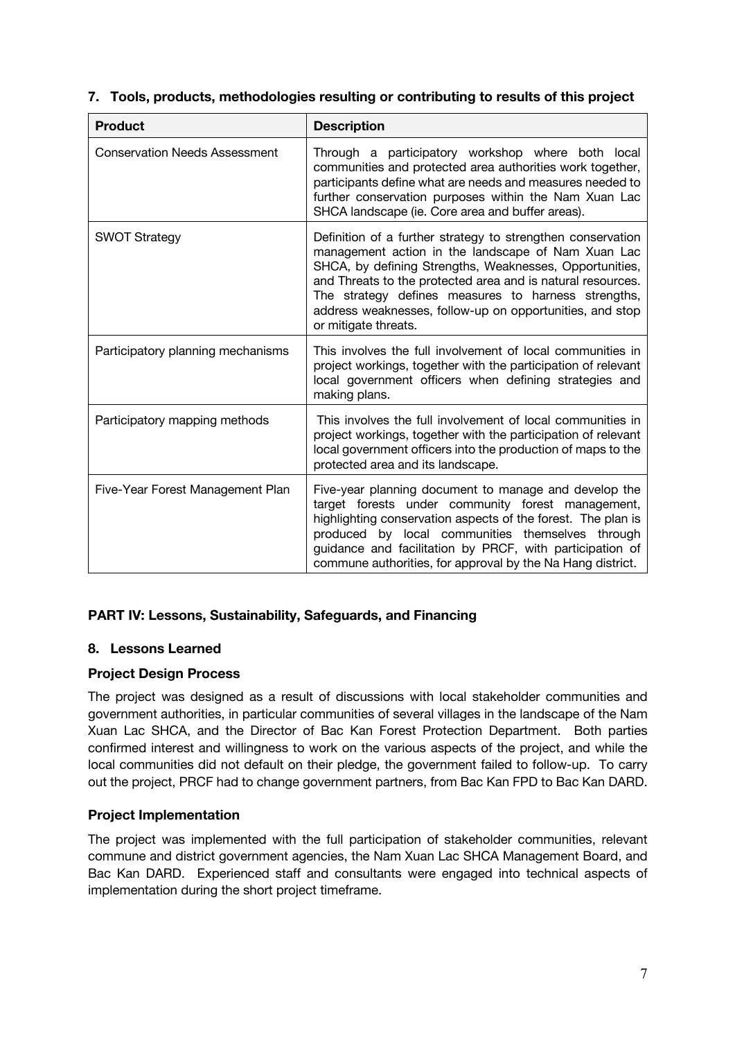## 7. Tools, products, methodologies resulting or contributing to results of this project

| Product | Description |
|---|---|
| Conservation Needs Assessment | Through a participatory workshop where both local communities and protected area authorities work together, participants define what are needs and measures needed to further conservation purposes within the Nam Xuan Lac SHCA landscape (ie. Core area and buffer areas). |
| SWOT Strategy | Definition of a further strategy to strengthen conservation management action in the landscape of Nam Xuan Lac SHCA, by defining Strengths, Weaknesses, Opportunities, and Threats to the protected area and is natural resources. The strategy defines measures to harness strengths, address weaknesses, follow-up on opportunities, and stop or mitigate threats. |
| Participatory planning mechanisms | This involves the full involvement of local communities in project workings, together with the participation of relevant local government officers when defining strategies and making plans. |
| Participatory mapping methods | This involves the full involvement of local communities in project workings, together with the participation of relevant local government officers into the production of maps to the protected area and its landscape. |
| Five-Year Forest Management Plan | Five-year planning document to manage and develop the target forests under community forest management, highlighting conservation aspects of the forest. The plan is produced by local communities themselves through guidance and facilitation by PRCF, with participation of commune authorities, for approval by the Na Hang district. |

# PART IV: Lessons, Sustainability, Safeguards, and Financing

## 8. Lessons Learned

### Project Design Process

The project was designed as a result of discussions with local stakeholder communities and government authorities, in particular communities of several villages in the landscape of the Nam Xuan Lac SHCA, and the Director of Bac Kan Forest Protection Department. Both parties confirmed interest and willingness to work on the various aspects of the project, and while the local communities did not default on their pledge, the government failed to follow-up. To carry out the project, PRCF had to change government partners, from Bac Kan FPD to Bac Kan DARD.

### Project Implementation

The project was implemented with the full participation of stakeholder communities, relevant commune and district government agencies, the Nam Xuan Lac SHCA Management Board, and Bac Kan DARD. Experienced staff and consultants were engaged into technical aspects of implementation during the short project timeframe.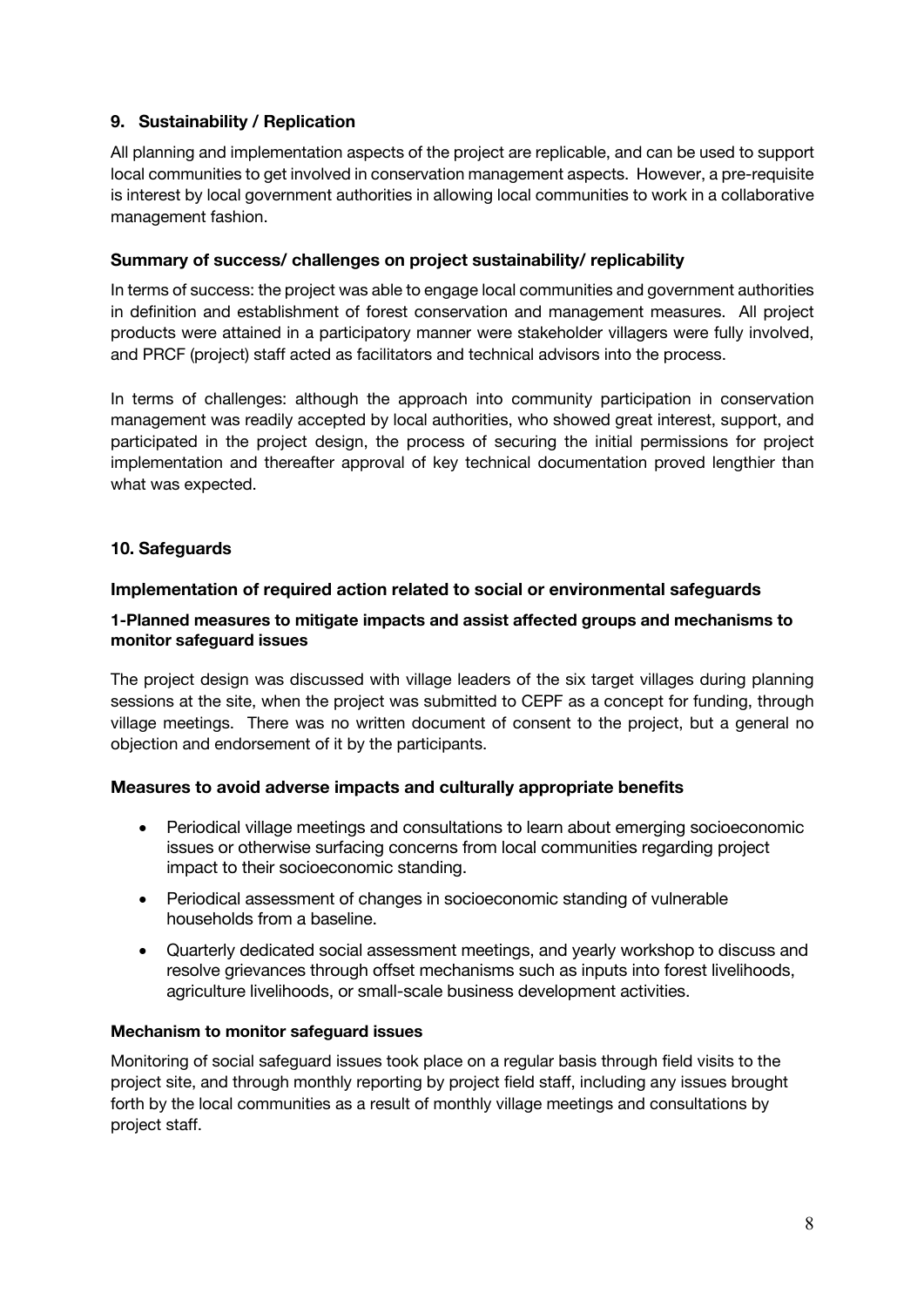## 9. Sustainability / Replication

All planning and implementation aspects of the project are replicable, and can be used to support local communities to get involved in conservation management aspects. However, a pre-requisite is interest by local government authorities in allowing local communities to work in a collaborative management fashion.

### Summary of success/ challenges on project sustainability/ replicability

In terms of success: the project was able to engage local communities and government authorities in definition and establishment of forest conservation and management measures. All project products were attained in a participatory manner were stakeholder villagers were fully involved, and PRCF (project) staff acted as facilitators and technical advisors into the process.

In terms of challenges: although the approach into community participation in conservation management was readily accepted by local authorities, who showed great interest, support, and participated in the project design, the process of securing the initial permissions for project implementation and thereafter approval of key technical documentation proved lengthier than what was expected.

## 10. Safeguards

### Implementation of required action related to social or environmental safeguards

#### 1-Planned measures to mitigate impacts and assist affected groups and mechanisms to monitor safeguard issues

The project design was discussed with village leaders of the six target villages during planning sessions at the site, when the project was submitted to CEPF as a concept for funding, through village meetings. There was no written document of consent to the project, but a general no objection and endorsement of it by the participants.

### Measures to avoid adverse impacts and culturally appropriate benefits

- Periodical village meetings and consultations to learn about emerging socioeconomic issues or otherwise surfacing concerns from local communities regarding project impact to their socioeconomic standing.
- Periodical assessment of changes in socioeconomic standing of vulnerable households from a baseline.
- Quarterly dedicated social assessment meetings, and yearly workshop to discuss and resolve grievances through offset mechanisms such as inputs into forest livelihoods, agriculture livelihoods, or small-scale business development activities.

### Mechanism to monitor safeguard issues

Monitoring of social safeguard issues took place on a regular basis through field visits to the project site, and through monthly reporting by project field staff, including any issues brought forth by the local communities as a result of monthly village meetings and consultations by project staff.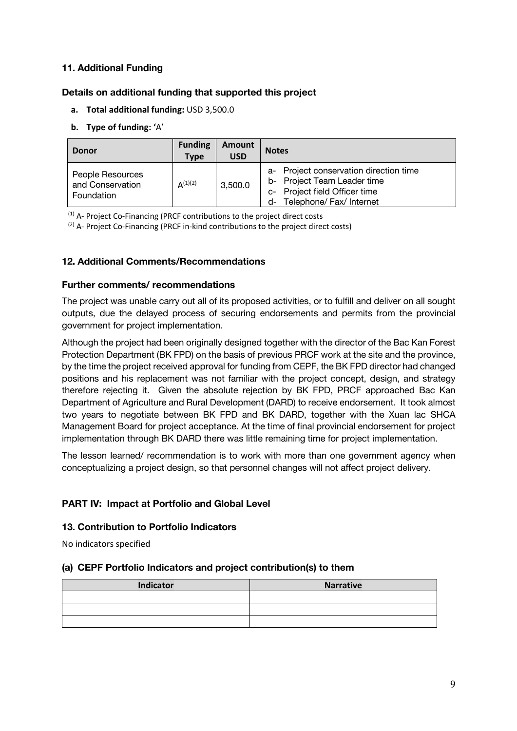### 11. Additional Funding

#### Details on additional funding that supported this project

- **a. Total additional funding:** USD 3,500.0
- **b. Type of funding:** 'A'

| Donor | Funding Type | Amount USD | Notes |
|---|---|---|---|
| People Resources and Conservation Foundation | A[(1)(2)] | 3,500.0 | a- Project conservation direction time<br>b- Project Team Leader time<br>c- Project field Officer time<br>d- Telephone/ Fax/ Internet |

[(1)] A- Project Co-Financing (PRCF contributions to the project direct costs

[(2)] A- Project Co-Financing (PRCF in-kind contributions to the project direct costs)

### 12. Additional Comments/Recommendations

#### Further comments/ recommendations

The project was unable carry out all of its proposed activities, or to fulfill and deliver on all sought outputs, due the delayed process of securing endorsements and permits from the provincial government for project implementation.

Although the project had been originally designed together with the director of the Bac Kan Forest Protection Department (BK FPD) on the basis of previous PRCF work at the site and the province, by the time the project received approval for funding from CEPF, the BK FPD director had changed positions and his replacement was not familiar with the project concept, design, and strategy therefore rejecting it. Given the absolute rejection by BK FPD, PRCF approached Bac Kan Department of Agriculture and Rural Development (DARD) to receive endorsement. It took almost two years to negotiate between BK FPD and BK DARD, together with the Xuan lac SHCA Management Board for project acceptance. At the time of final provincial endorsement for project implementation through BK DARD there was little remaining time for project implementation.

The lesson learned/ recommendation is to work with more than one government agency when conceptualizing a project design, so that personnel changes will not affect project delivery.

## PART IV: Impact at Portfolio and Global Level

### 13. Contribution to Portfolio Indicators

No indicators specified

#### (a) CEPF Portfolio Indicators and project contribution(s) to them

| Indicator | Narrative |
|---|---|
| | |
| | |
| | |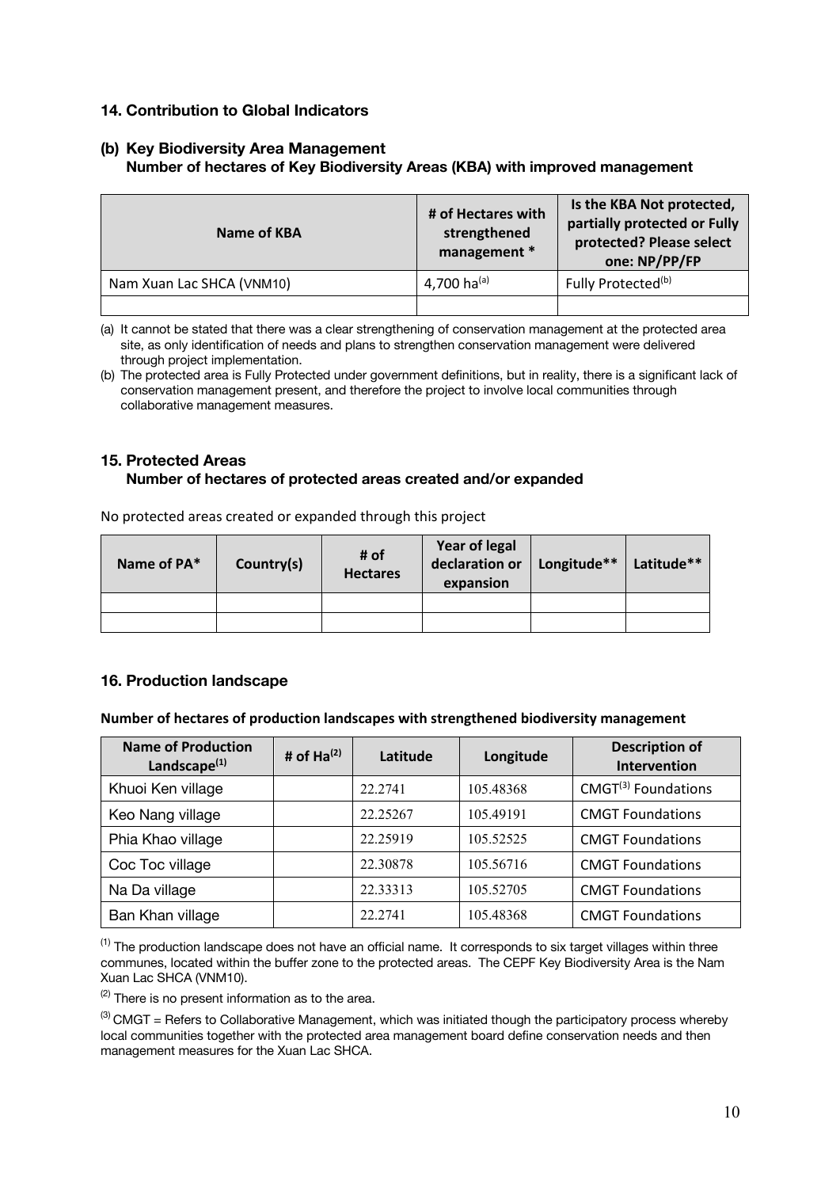## 14. Contribution to Global Indicators

### (b) Key Biodiversity Area Management

**Number of hectares of Key Biodiversity Areas (KBA) with improved management**

| Name of KBA | # of Hectares with strengthened management * | Is the KBA Not protected, partially protected or Fully protected? Please select one: NP/PP/FP |
|---|---|---|
| Nam Xuan Lac SHCA (VNM10) | 4,700 ha[(a)] | Fully Protected[(b)] |
| | | |

(a) It cannot be stated that there was a clear strengthening of conservation management at the protected area site, as only identification of needs and plans to strengthen conservation management were delivered through project implementation.

(b) The protected area is Fully Protected under government definitions, but in reality, there is a significant lack of conservation management present, and therefore the project to involve local communities through collaborative management measures.

## 15. Protected Areas

**Number of hectares of protected areas created and/or expanded**

No protected areas created or expanded through this project

| Name of PA* | Country(s) | # of Hectares | Year of legal declaration or expansion | Longitude** | Latitude** |
|---|---|---|---|---|---|
| | | | | | |
| | | | | | |

## 16. Production landscape

**Number of hectares of production landscapes with strengthened biodiversity management**

| Name of Production Landscape[(1)] | # of Ha[(2)] | Latitude | Longitude | Description of Intervention |
|---|---|---|---|---|
| Khuoi Ken village | | 22.2741 | 105.48368 | CMGT[(3)] Foundations |
| Keo Nang village | | 22.25267 | 105.49191 | CMGT Foundations |
| Phia Khao village | | 22.25919 | 105.52525 | CMGT Foundations |
| Coc Toc village | | 22.30878 | 105.56716 | CMGT Foundations |
| Na Da village | | 22.33313 | 105.52705 | CMGT Foundations |
| Ban Khan village | | 22.2741 | 105.48368 | CMGT Foundations |

[(1)] The production landscape does not have an official name. It corresponds to six target villages within three communes, located within the buffer zone to the protected areas. The CEPF Key Biodiversity Area is the Nam Xuan Lac SHCA (VNM10).

[(2)] There is no present information as to the area.

[(3)] CMGT = Refers to Collaborative Management, which was initiated though the participatory process whereby local communities together with the protected area management board define conservation needs and then management measures for the Xuan Lac SHCA.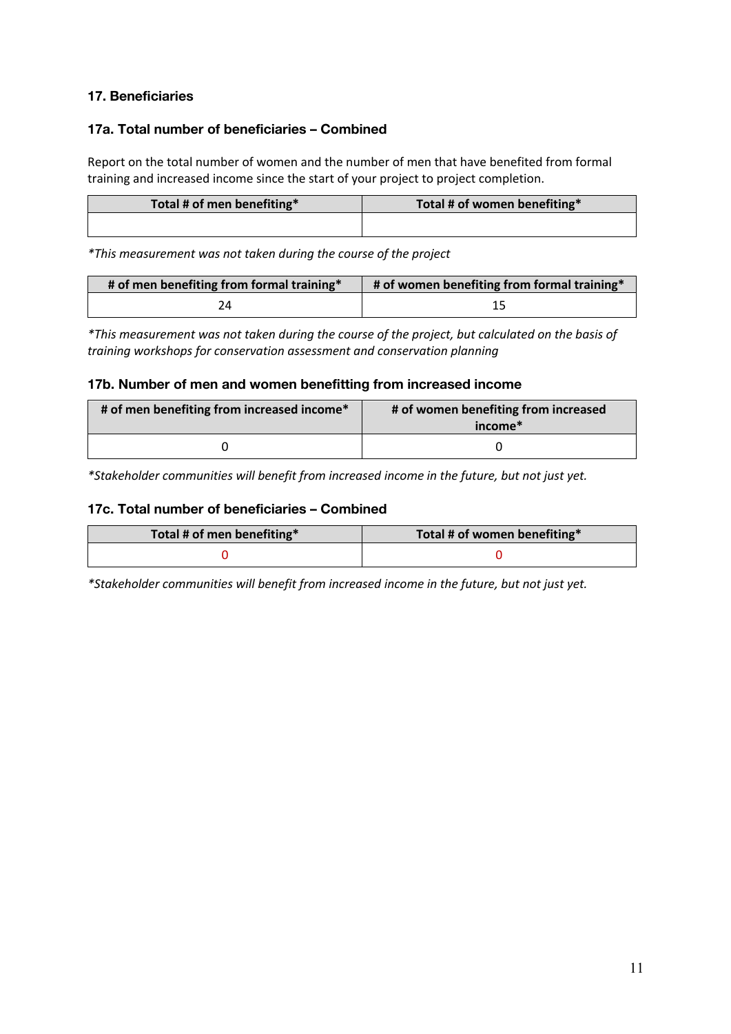## 17. Beneficiaries

### 17a. Total number of beneficiaries – Combined

Report on the total number of women and the number of men that have benefited from formal training and increased income since the start of your project to project completion.

| Total # of men benefiting* | Total # of women benefiting* |
|---|---|
| | |

*This measurement was not taken during the course of the project*

| # of men benefiting from formal training* | # of women benefiting from formal training* |
|---|---|
| 24 | 15 |

*This measurement was not taken during the course of the project, but calculated on the basis of training workshops for conservation assessment and conservation planning*

### 17b. Number of men and women benefitting from increased income

| # of men benefiting from increased income* | # of women benefiting from increased income* |
|---|---|
| 0 | 0 |

*Stakeholder communities will benefit from increased income in the future, but not just yet.*

### 17c. Total number of beneficiaries – Combined

| Total # of men benefiting* | Total # of women benefiting* |
|---|---|
| 0 | 0 |

*Stakeholder communities will benefit from increased income in the future, but not just yet.*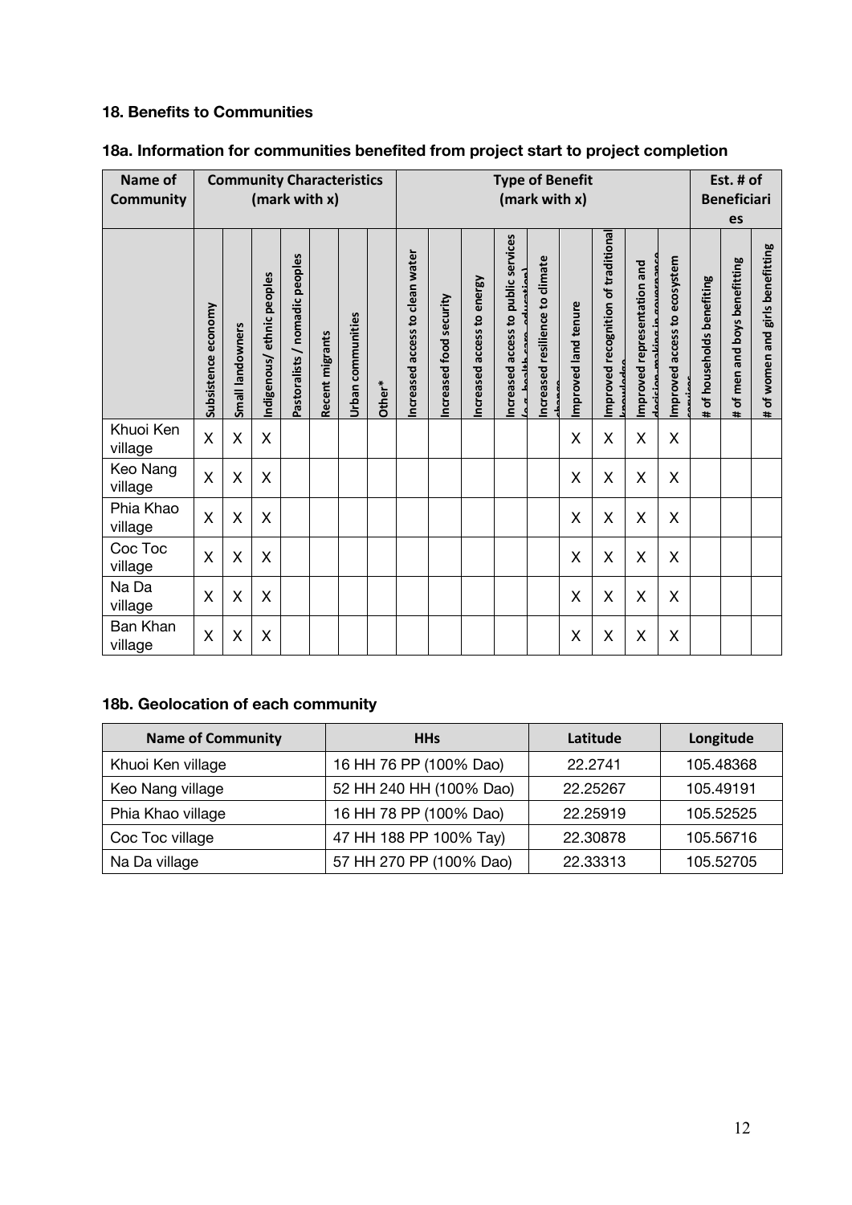### 18. Benefits to Communities

#### 18a. Information for communities benefited from project start to project completion

| Name of Community | Community Characteristics (mark with x) | | | | | | | Type of Benefit (mark with x) | | | | | | | | | | Est. # of Beneficiaries | | |
|---|---|---|---|---|---|---|---|---|---|---|---|---|---|---|---|---|---|---|---|
| | Subsistence economy | Small landowners | Indigenous/ ethnic peoples | Pastoralists / nomadic peoples | Recent migrants | Urban communities | Other* | Increased access to clean water | Increased food security | Increased access to energy | Increased access to public services (e.g. health care, education) | Increased resilience to climate change | Improved land tenure | Improved recognition of traditional knowledge | Improved representation and decision-making in governance | Improved access to ecosystem services | # of households benefiting | # of men and boys benefitting | # of women and girls benefitting |
| Khuoi Ken village | X | X | X | | | | | | | | | | X | X | X | X | | | |
| Keo Nang village | X | X | X | | | | | | | | | | X | X | X | X | | | |
| Phia Khao village | X | X | X | | | | | | | | | | X | X | X | X | | | |
| Coc Toc village | X | X | X | | | | | | | | | | X | X | X | X | | | |
| Na Da village | X | X | X | | | | | | | | | | X | X | X | X | | | |
| Ban Khan village | X | X | X | | | | | | | | | | X | X | X | X | | | |

#### 18b. Geolocation of each community

| Name of Community | HHs | Latitude | Longitude |
|---|---|---|---|
| Khuoi Ken village | 16 HH 76 PP (100% Dao) | 22.2741 | 105.48368 |
| Keo Nang village | 52 HH 240 HH (100% Dao) | 22.25267 | 105.49191 |
| Phia Khao village | 16 HH 78 PP (100% Dao) | 22.25919 | 105.52525 |
| Coc Toc village | 47 HH 188 PP 100% Tay) | 22.30878 | 105.56716 |
| Na Da village | 57 HH 270 PP (100% Dao) | 22.33313 | 105.52705 |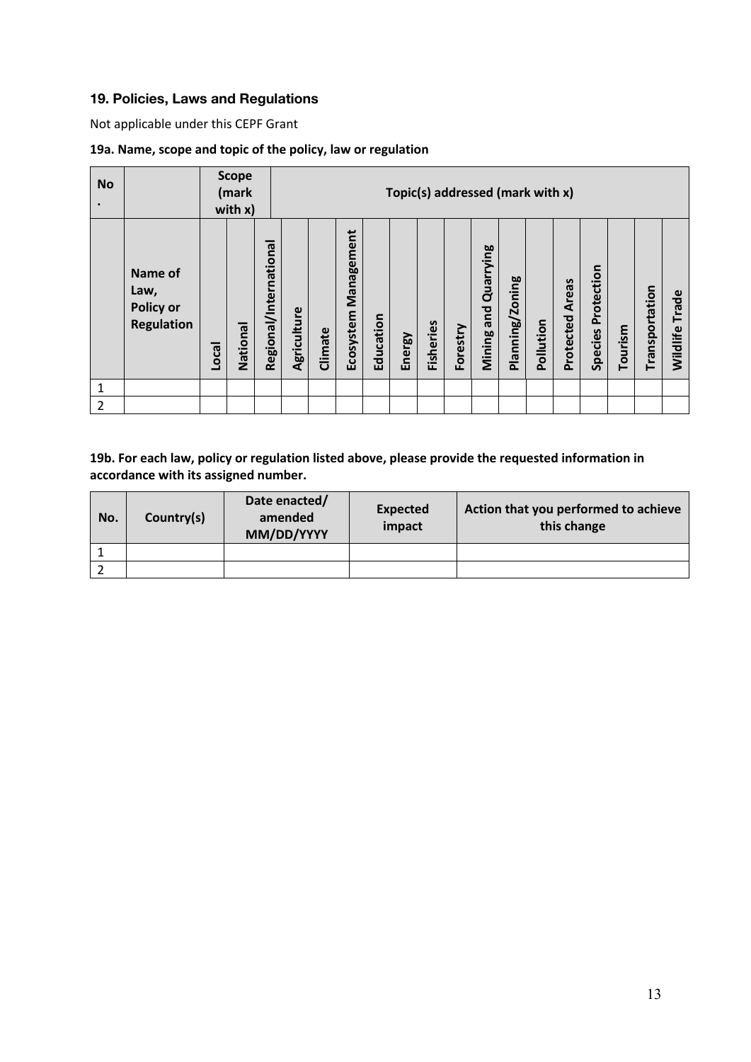### 19. Policies, Laws and Regulations

Not applicable under this CEPF Grant

**19a. Name, scope and topic of the policy, law or regulation**

| No. | | Scope (mark with x) | | | Topic(s) addressed (mark with x) | | | | | | | | | | | | | | | |
|---|---|---|---|---|---|---|---|---|---|---|---|---|---|---|---|---|---|---|---|---|
| | **Name of Law, Policy or Regulation** | **Local** | **National** | **Regional/International** | **Agriculture** | **Climate** | **Ecosystem Management** | **Education** | **Energy** | **Fisheries** | **Forestry** | **Mining and Quarrying** | **Planning/Zoning** | **Pollution** | **Protected Areas** | **Species Protection** | **Tourism** | **Transportation** | **Wildlife Trade** |
| 1 | | | | | | | | | | | | | | | | | | | |
| 2 | | | | | | | | | | | | | | | | | | | |

**19b. For each law, policy or regulation listed above, please provide the requested information in accordance with its assigned number.**

| No. | Country(s) | Date enacted/ amended MM/DD/YYYY | Expected impact | Action that you performed to achieve this change |
|---|---|---|---|---|
| 1 | | | | |
| 2 | | | | |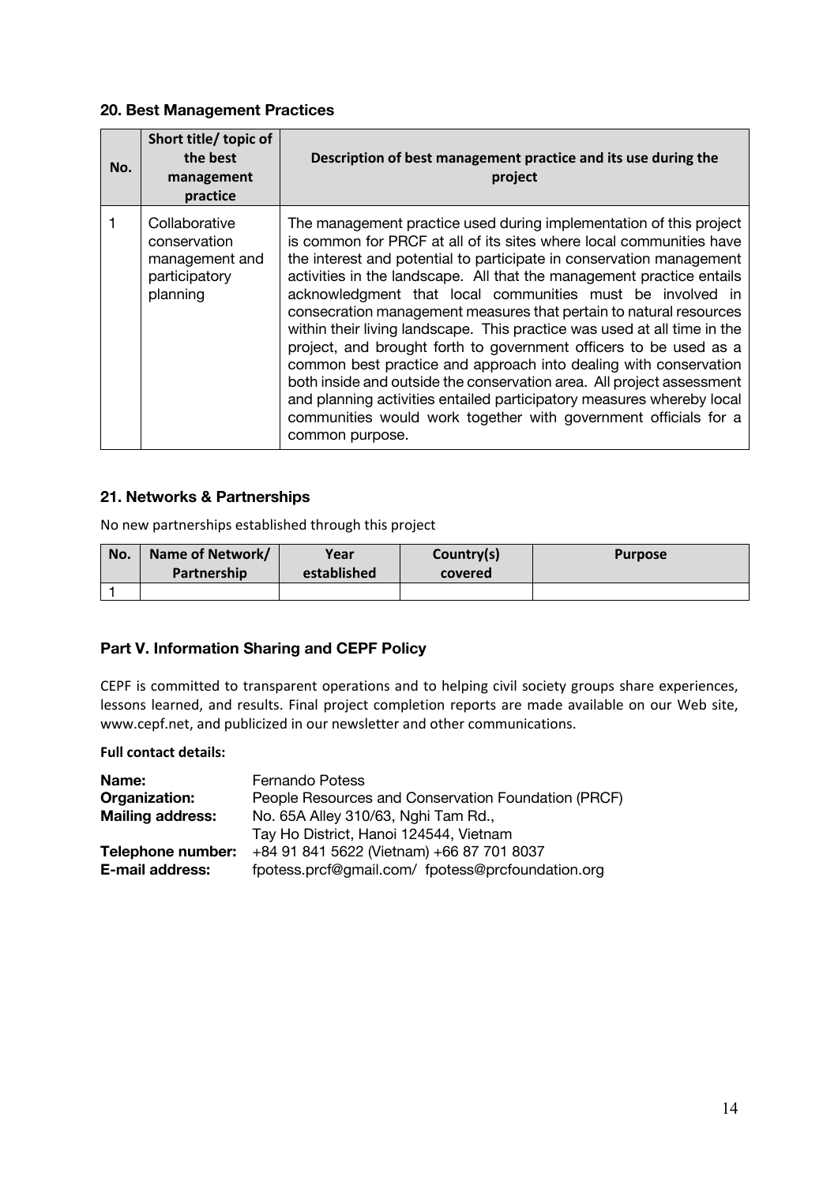### 20. Best Management Practices

| No. | Short title/ topic of the best management practice | Description of best management practice and its use during the project |
|---|---|---|
| 1 | Collaborative conservation management and participatory planning | The management practice used during implementation of this project is common for PRCF at all of its sites where local communities have the interest and potential to participate in conservation management activities in the landscape. All that the management practice entails acknowledgment that local communities must be involved in consecration management measures that pertain to natural resources within their living landscape. This practice was used at all time in the project, and brought forth to government officers to be used as a common best practice and approach into dealing with conservation both inside and outside the conservation area. All project assessment and planning activities entailed participatory measures whereby local communities would work together with government officials for a common purpose. |

### 21. Networks & Partnerships

No new partnerships established through this project

| No. | Name of Network/ Partnership | Year established | Country(s) covered | Purpose |
|---|---|---|---|---|
| 1 | | | | |

### Part V. Information Sharing and CEPF Policy

CEPF is committed to transparent operations and to helping civil society groups share experiences, lessons learned, and results. Final project completion reports are made available on our Web site, www.cepf.net, and publicized in our newsletter and other communications.

**Full contact details:**

**Name:** Fernando Potess
**Organization:** People Resources and Conservation Foundation (PRCF)
**Mailing address:** No. 65A Alley 310/63, Nghi Tam Rd.,
Tay Ho District, Hanoi 124544, Vietnam
**Telephone number:** +84 91 841 5622 (Vietnam) +66 87 701 8037
**E-mail address:** fpotess.prcf@gmail.com/ fpotess@prcfoundation.org